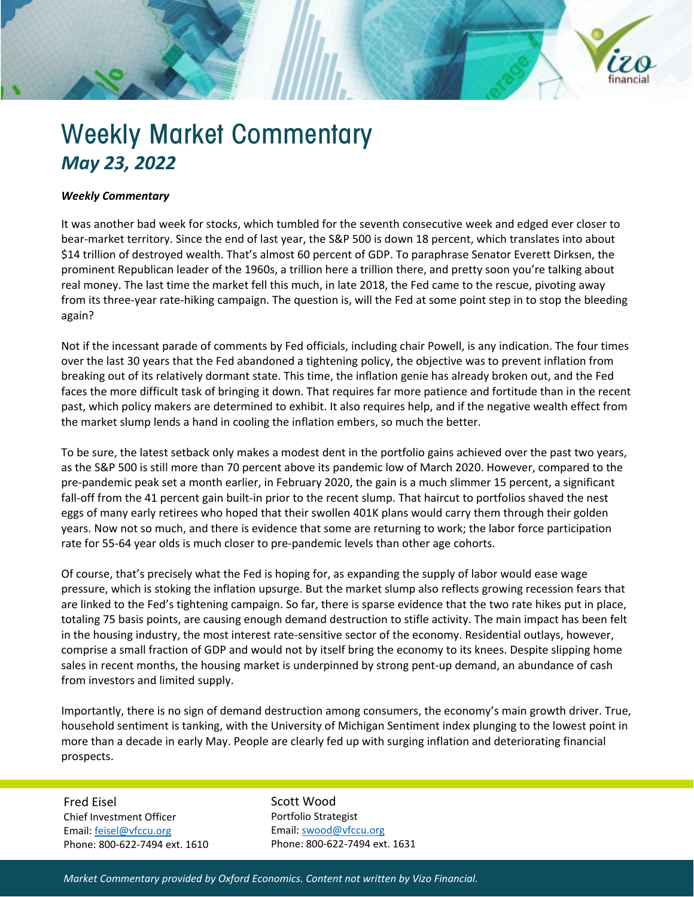# Weekly Market Commentary

## *May 23, 2022*

***Weekly Commentary***

It was another bad week for stocks, which tumbled for the seventh consecutive week and edged ever closer to bear-market territory. Since the end of last year, the S&P 500 is down 18 percent, which translates into about $14 trillion of destroyed wealth. That's almost 60 percent of GDP. To paraphrase Senator Everett Dirksen, the prominent Republican leader of the 1960s, a trillion here a trillion there, and pretty soon you're talking about real money. The last time the market fell this much, in late 2018, the Fed came to the rescue, pivoting away from its three-year rate-hiking campaign. The question is, will the Fed at some point step in to stop the bleeding again?

Not if the incessant parade of comments by Fed officials, including chair Powell, is any indication. The four times over the last 30 years that the Fed abandoned a tightening policy, the objective was to prevent inflation from breaking out of its relatively dormant state. This time, the inflation genie has already broken out, and the Fed faces the more difficult task of bringing it down. That requires far more patience and fortitude than in the recent past, which policy makers are determined to exhibit. It also requires help, and if the negative wealth effect from the market slump lends a hand in cooling the inflation embers, so much the better.

To be sure, the latest setback only makes a modest dent in the portfolio gains achieved over the past two years, as the S&P 500 is still more than 70 percent above its pandemic low of March 2020. However, compared to the pre-pandemic peak set a month earlier, in February 2020, the gain is a much slimmer 15 percent, a significant fall-off from the 41 percent gain built-in prior to the recent slump. That haircut to portfolios shaved the nest eggs of many early retirees who hoped that their swollen 401K plans would carry them through their golden years. Now not so much, and there is evidence that some are returning to work; the labor force participation rate for 55-64 year olds is much closer to pre-pandemic levels than other age cohorts.

Of course, that's precisely what the Fed is hoping for, as expanding the supply of labor would ease wage pressure, which is stoking the inflation upsurge. But the market slump also reflects growing recession fears that are linked to the Fed's tightening campaign. So far, there is sparse evidence that the two rate hikes put in place, totaling 75 basis points, are causing enough demand destruction to stifle activity. The main impact has been felt in the housing industry, the most interest rate-sensitive sector of the economy. Residential outlays, however, comprise a small fraction of GDP and would not by itself bring the economy to its knees. Despite slipping home sales in recent months, the housing market is underpinned by strong pent-up demand, an abundance of cash from investors and limited supply.

Importantly, there is no sign of demand destruction among consumers, the economy's main growth driver. True, household sentiment is tanking, with the University of Michigan Sentiment index plunging to the lowest point in more than a decade in early May. People are clearly fed up with surging inflation and deteriorating financial prospects.

Fred Eisel
Chief Investment Officer
Email: feisel@vfccu.org
Phone: 800-622-7494 ext. 1610

Scott Wood
Portfolio Strategist
Email: swood@vfccu.org
Phone: 800-622-7494 ext. 1631

*Market Commentary provided by Oxford Economics. Content not written by Vizo Financial.*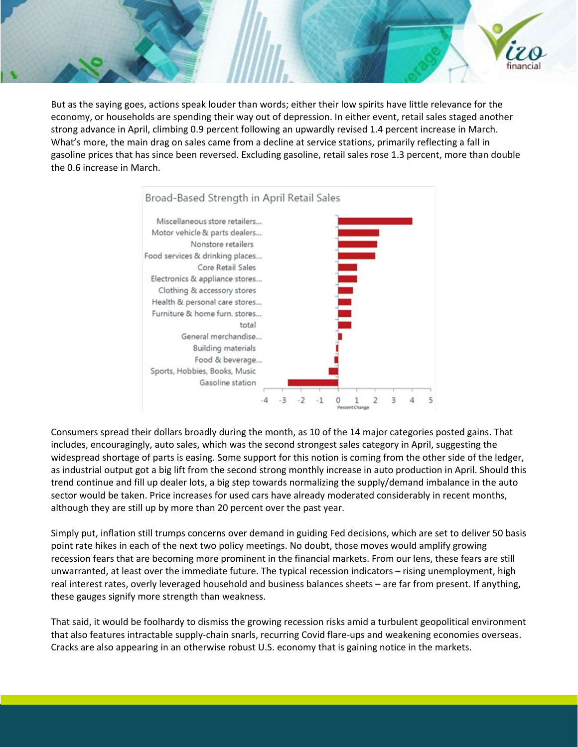But as the saying goes, actions speak louder than words; either their low spirits have little relevance for the economy, or households are spending their way out of depression. In either event, retail sales staged another strong advance in April, climbing 0.9 percent following an upwardly revised 1.4 percent increase in March. What's more, the main drag on sales came from a decline at service stations, primarily reflecting a fall in gasoline prices that has since been reversed. Excluding gasoline, retail sales rose 1.3 percent, more than double the 0.6 increase in March.

Broad-Based Strength in April Retail Sales

Consumers spread their dollars broadly during the month, as 10 of the 14 major categories posted gains. That includes, encouragingly, auto sales, which was the second strongest sales category in April, suggesting the widespread shortage of parts is easing. Some support for this notion is coming from the other side of the ledger, as industrial output got a big lift from the second strong monthly increase in auto production in April. Should this trend continue and fill up dealer lots, a big step towards normalizing the supply/demand imbalance in the auto sector would be taken. Price increases for used cars have already moderated considerably in recent months, although they are still up by more than 20 percent over the past year.

Simply put, inflation still trumps concerns over demand in guiding Fed decisions, which are set to deliver 50 basis point rate hikes in each of the next two policy meetings. No doubt, those moves would amplify growing recession fears that are becoming more prominent in the financial markets. From our lens, these fears are still unwarranted, at least over the immediate future. The typical recession indicators – rising unemployment, high real interest rates, overly leveraged household and business balances sheets – are far from present. If anything, these gauges signify more strength than weakness.

That said, it would be foolhardy to dismiss the growing recession risks amid a turbulent geopolitical environment that also features intractable supply-chain snarls, recurring Covid flare-ups and weakening economies overseas. Cracks are also appearing in an otherwise robust U.S. economy that is gaining notice in the markets.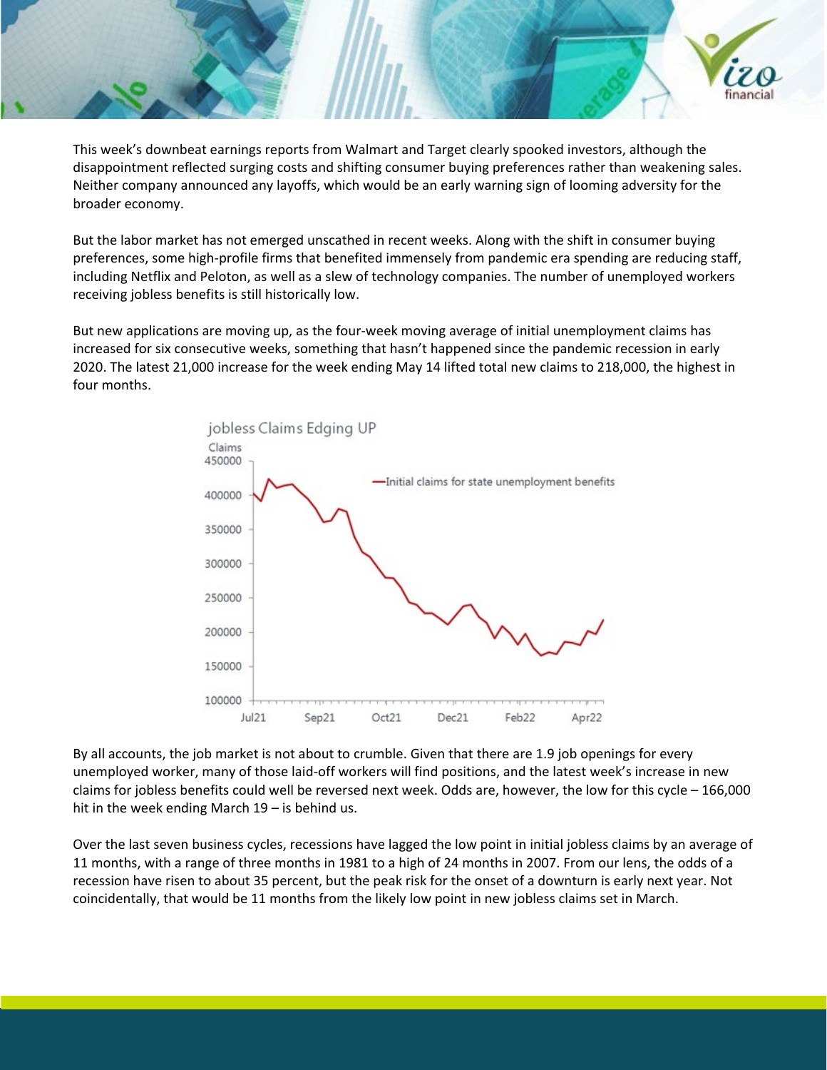This week's downbeat earnings reports from Walmart and Target clearly spooked investors, although the disappointment reflected surging costs and shifting consumer buying preferences rather than weakening sales. Neither company announced any layoffs, which would be an early warning sign of looming adversity for the broader economy.

But the labor market has not emerged unscathed in recent weeks. Along with the shift in consumer buying preferences, some high-profile firms that benefited immensely from pandemic era spending are reducing staff, including Netflix and Peloton, as well as a slew of technology companies. The number of unemployed workers receiving jobless benefits is still historically low.

But new applications are moving up, as the four-week moving average of initial unemployment claims has increased for six consecutive weeks, something that hasn't happened since the pandemic recession in early 2020. The latest 21,000 increase for the week ending May 14 lifted total new claims to 218,000, the highest in four months.

By all accounts, the job market is not about to crumble. Given that there are 1.9 job openings for every unemployed worker, many of those laid-off workers will find positions, and the latest week's increase in new claims for jobless benefits could well be reversed next week. Odds are, however, the low for this cycle – 166,000 hit in the week ending March 19 – is behind us.

Over the last seven business cycles, recessions have lagged the low point in initial jobless claims by an average of 11 months, with a range of three months in 1981 to a high of 24 months in 2007. From our lens, the odds of a recession have risen to about 35 percent, but the peak risk for the onset of a downturn is early next year. Not coincidentally, that would be 11 months from the likely low point in new jobless claims set in March.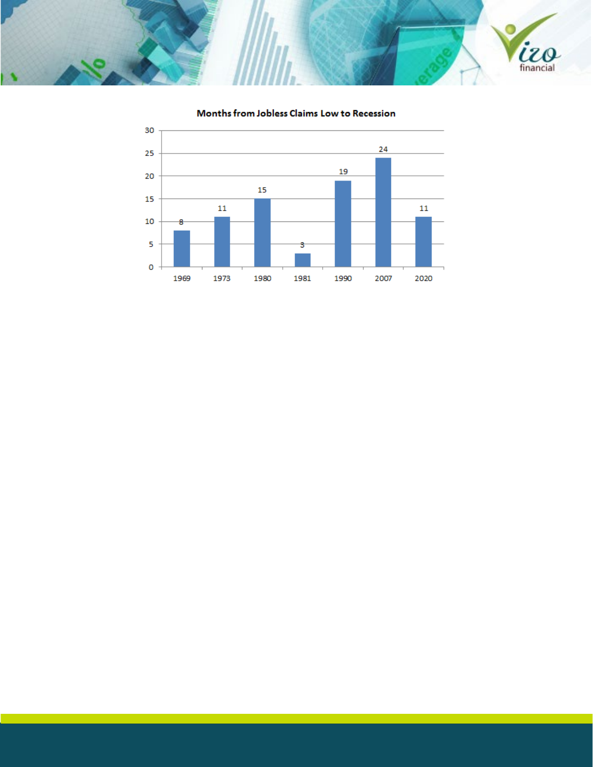Months from Jobless Claims Low to Recession

30
25
20
15
10
5
0

8
11
15
3
19
24
11

1969
1973
1980
1981
1990
2007
2020